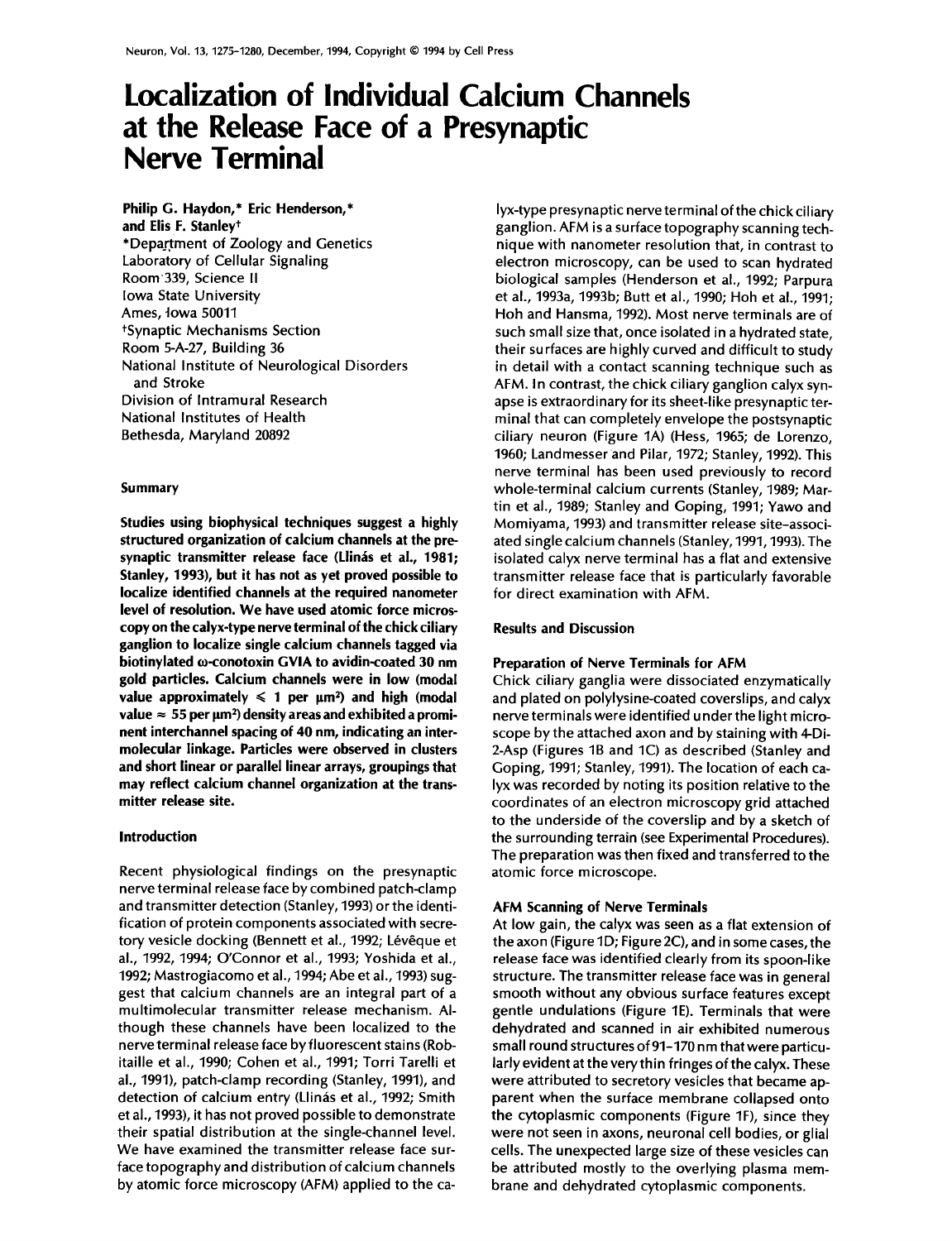# Localization of Individual Calcium Channels at the Release Face of a Presynaptic Nerve Terminal

**Philip G. Haydon,* Eric Henderson,* and Elis F. Stanley†**

*Department of Zoology and Genetics
Laboratory of Cellular Signaling
Room 339, Science II
Iowa State University
Ames, Iowa 50011

†Synaptic Mechanisms Section
Room 5-A-27, Building 36
National Institute of Neurological Disorders and Stroke
Division of Intramural Research
National Institutes of Health
Bethesda, Maryland 20892

## Summary

**Studies using biophysical techniques suggest a highly structured organization of calcium channels at the presynaptic transmitter release face (Llinás et al., 1981; Stanley, 1993), but it has not as yet proved possible to localize identified channels at the required nanometer level of resolution. We have used atomic force microscopy on the calyx-type nerve terminal of the chick ciliary ganglion to localize single calcium channels tagged via biotinylated ω-conotoxin GVIA to avidin-coated 30 nm gold particles. Calcium channels were in low (modal value approximately ≤ 1 per μm²) and high (modal value ≈ 55 per μm²) density areas and exhibited a prominent interchannel spacing of 40 nm, indicating an intermolecular linkage. Particles were observed in clusters and short linear or parallel linear arrays, groupings that may reflect calcium channel organization at the transmitter release site.**

## Introduction

Recent physiological findings on the presynaptic nerve terminal release face by combined patch-clamp and transmitter detection (Stanley, 1993) or the identification of protein components associated with secretory vesicle docking (Bennett et al., 1992; Lévêque et al., 1992, 1994; O'Connor et al., 1993; Yoshida et al., 1992; Mastrogiacomo et al., 1994; Abe et al., 1993) suggest that calcium channels are an integral part of a multimolecular transmitter release mechanism. Although these channels have been localized to the nerve terminal release face by fluorescent stains (Robitaille et al., 1990; Cohen et al., 1991; Torri Tarelli et al., 1991), patch-clamp recording (Stanley, 1991), and detection of calcium entry (Llinás et al., 1992; Smith et al., 1993), it has not proved possible to demonstrate their spatial distribution at the single-channel level. We have examined the transmitter release face surface topography and distribution of calcium channels by atomic force microscopy (AFM) applied to the calyx-type presynaptic nerve terminal of the chick ciliary ganglion. AFM is a surface topography scanning technique with nanometer resolution that, in contrast to electron microscopy, can be used to scan hydrated biological samples (Henderson et al., 1992; Parpura et al., 1993a, 1993b; Butt et al., 1990; Hoh et al., 1991; Hoh and Hansma, 1992). Most nerve terminals are of such small size that, once isolated in a hydrated state, their surfaces are highly curved and difficult to study in detail with a contact scanning technique such as AFM. In contrast, the chick ciliary ganglion calyx synapse is extraordinary for its sheet-like presynaptic terminal that can completely envelope the postsynaptic ciliary neuron (Figure 1A) (Hess, 1965; de Lorenzo, 1960; Landmesser and Pilar, 1972; Stanley, 1992). This nerve terminal has been used previously to record whole-terminal calcium currents (Stanley, 1989; Martin et al., 1989; Stanley and Goping, 1991; Yawo and Momiyama, 1993) and transmitter release site-associated single calcium channels (Stanley, 1991, 1993). The isolated calyx nerve terminal has a flat and extensive transmitter release face that is particularly favorable for direct examination with AFM.

## Results and Discussion

### Preparation of Nerve Terminals for AFM

Chick ciliary ganglia were dissociated enzymatically and plated on polylysine-coated coverslips, and calyx nerve terminals were identified under the light microscope by the attached axon and by staining with 4-Di-2-Asp (Figures 1B and 1C) as described (Stanley and Goping, 1991; Stanley, 1991). The location of each calyx was recorded by noting its position relative to the coordinates of an electron microscopy grid attached to the underside of the coverslip and by a sketch of the surrounding terrain (see Experimental Procedures). The preparation was then fixed and transferred to the atomic force microscope.

### AFM Scanning of Nerve Terminals

At low gain, the calyx was seen as a flat extension of the axon (Figure 1D; Figure 2C), and in some cases, the release face was identified clearly from its spoon-like structure. The transmitter release face was in general smooth without any obvious surface features except gentle undulations (Figure 1E). Terminals that were dehydrated and scanned in air exhibited numerous small round structures of 91–170 nm that were particularly evident at the very thin fringes of the calyx. These were attributed to secretory vesicles that became apparent when the surface membrane collapsed onto the cytoplasmic components (Figure 1F), since they were not seen in axons, neuronal cell bodies, or glial cells. The unexpected large size of these vesicles can be attributed mostly to the overlying plasma membrane and dehydrated cytoplasmic components.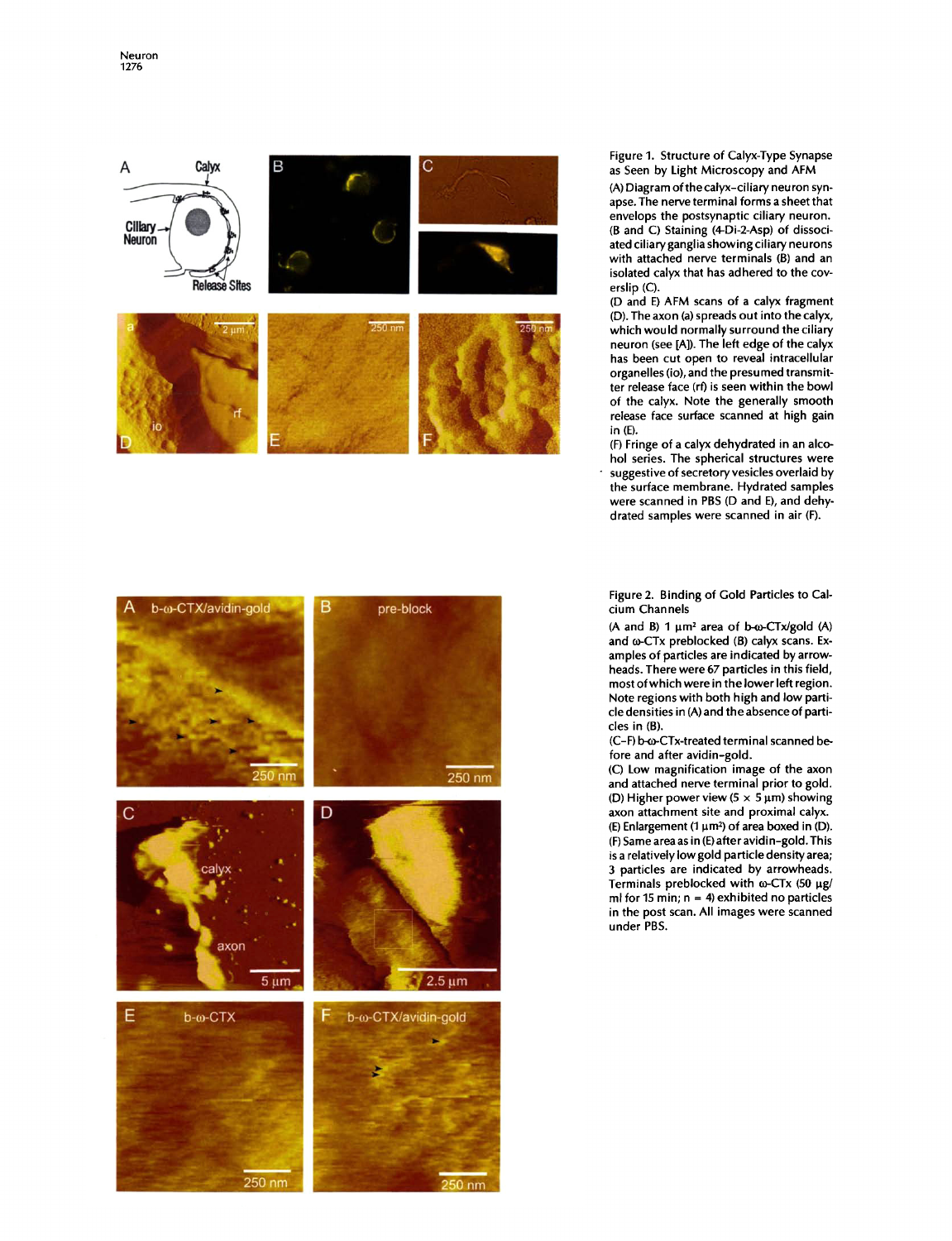Figure 1. Structure of Calyx-Type Synapse as Seen by Light Microscopy and AFM

(A) Diagram of the calyx–ciliary neuron synapse. The nerve terminal forms a sheet that envelops the postsynaptic ciliary neuron.
(B and C) Staining (4-Di-2-Asp) of dissociated ciliary ganglia showing ciliary neurons with attached nerve terminals (B) and an isolated calyx that has adhered to the coverslip (C).
(D and E) AFM scans of a calyx fragment (D). The axon (a) spreads out into the calyx, which would normally surround the ciliary neuron (see [A]). The left edge of the calyx has been cut open to reveal intracellular organelles (io), and the presumed transmitter release face (rf) is seen within the bowl of the calyx. Note the generally smooth release face surface scanned at high gain in (E).
(F) Fringe of a calyx dehydrated in an alcohol series. The spherical structures were suggestive of secretory vesicles overlaid by the surface membrane. Hydrated samples were scanned in PBS (D and E), and dehydrated samples were scanned in air (F).

Figure 2. Binding of Gold Particles to Calcium Channels

(A and B) 1 $\mu m^2$ area of b-ω-CTx/gold (A) and ω-CTx preblocked (B) calyx scans. Examples of particles are indicated by arrowheads. There were 67 particles in this field, most of which were in the lower left region. Note regions with both high and low particle densities in (A) and the absence of particles in (B).
(C–F) b-ω-CTx-treated terminal scanned before and after avidin–gold.
(C) Low magnification image of the axon and attached nerve terminal prior to gold.
(D) Higher power view (5 × 5 μm) showing axon attachment site and proximal calyx.
(E) Enlargement (1 $\mu m^2$) of area boxed in (D).
(F) Same area as in (E) after avidin–gold. This is a relatively low gold particle density area; 3 particles are indicated by arrowheads. Terminals preblocked with ω-CTx (50 μg/ml for 15 min; n = 4) exhibited no particles in the post scan. All images were scanned under PBS.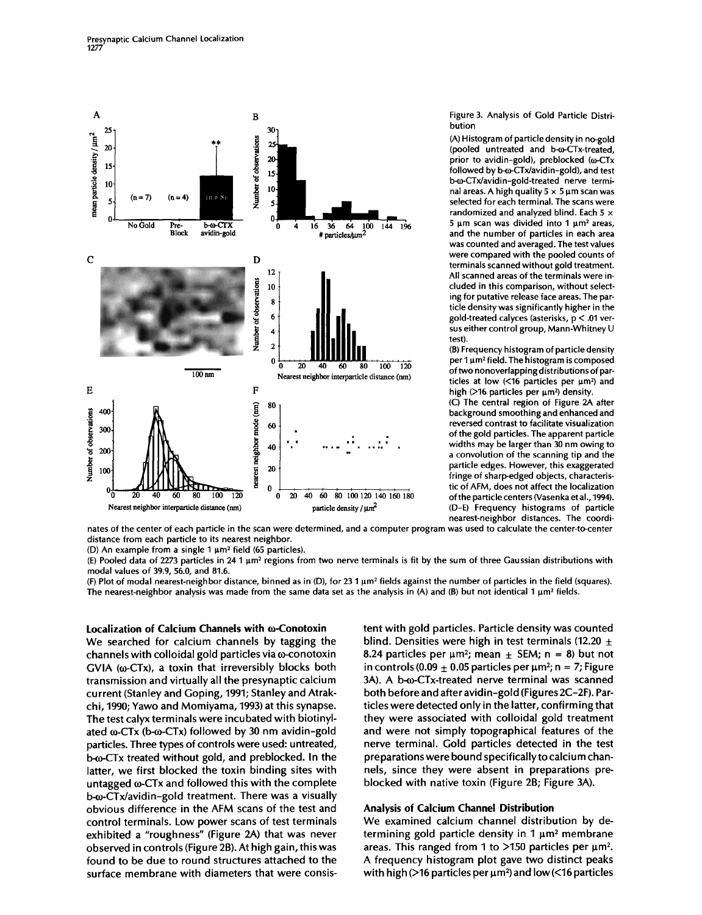Figure 3. Analysis of Gold Particle Distribution

(A) Histogram of particle density in no-gold (pooled untreated and b-ω-CTx-treated, prior to avidin-gold), preblocked (ω-CTx followed by b-ω-CTx/avidin-gold), and test b-ω-CTx/avidin-gold-treated nerve terminal areas. A high quality 5 × 5 μm scan was selected for each terminal. The scans were randomized and analyzed blind. Each 5 × 5 μm scan was divided into 1 μm² areas, and the number of particles in each area was counted and averaged. The test values were compared with the pooled counts of terminals scanned without gold treatment. All scanned areas of the terminals were included in this comparison, without selecting for putative release face areas. The particle density was significantly higher in the gold-treated calyces (asterisks, $p < .01$ versus either control group, Mann-Whitney U test).

(B) Frequency histogram of particle density per 1 μm² field. The histogram is composed of two nonoverlapping distributions of particles at low (<16 particles per μm²) and high (>16 particles per μm²) density.

(C) The central region of Figure 2A after background smoothing and enhanced and reversed contrast to facilitate visualization of the gold particles. The apparent particle widths may be larger than 30 nm owing to a convolution of the scanning tip and the particle edges. However, this exaggerated fringe of sharp-edged objects, characteristic of AFM, does not affect the localization of the particle centers (Vasenka et al., 1994).

(D–E) Frequency histograms of particle nearest-neighbor distances. The coordinates of the center of each particle in the scan were determined, and a computer program was used to calculate the center-to-center distance from each particle to its nearest neighbor.

(D) An example from a single 1 μm² field (65 particles).

(E) Pooled data of 2273 particles in 24 1 μm² regions from two nerve terminals is fit by the sum of three Gaussian distributions with modal values of 39.9, 56.0, and 81.6.

(F) Plot of modal nearest-neighbor distance, binned as in (D), for 23 1 μm² fields against the number of particles in the field (squares). The nearest-neighbor analysis was made from the same data set as the analysis in (A) and (B) but not identical 1 μm² fields.

**Localization of Calcium Channels with ω-Conotoxin**

We searched for calcium channels by tagging the channels with colloidal gold particles via ω-conotoxin GVIA (ω-CTx), a toxin that irreversibly blocks both transmission and virtually all the presynaptic calcium current (Stanley and Goping, 1991; Stanley and Atrakchi, 1990; Yawo and Momiyama, 1993) at this synapse. The test calyx terminals were incubated with biotinylated ω-CTx (b-ω-CTx) followed by 30 nm avidin–gold particles. Three types of controls were used: untreated, b-ω-CTx treated without gold, and preblocked. In the latter, we first blocked the toxin binding sites with untagged ω-CTx and followed this with the complete b-ω-CTx/avidin–gold treatment. There was a visually obvious difference in the AFM scans of the test and control terminals. Low power scans of test terminals exhibited a "roughness" (Figure 2A) that was never observed in controls (Figure 2B). At high gain, this was found to be due to round structures attached to the surface membrane with diameters that were consistent with gold particles. Particle density was counted blind. Densities were high in test terminals (12.20 ± 8.24 particles per μm²; mean ± SEM; n = 8) but not in controls (0.09 ± 0.05 particles per μm²; n = 7; Figure 3A). A b-ω-CTx-treated nerve terminal was scanned both before and after avidin-gold (Figures 2C–2F). Particles were detected only in the latter, confirming that they were associated with colloidal gold treatment and were not simply topographical features of the nerve terminal. Gold particles detected in the test preparations were bound specifically to calcium channels, since they were absent in preparations preblocked with native toxin (Figure 2B; Figure 3A).

**Analysis of Calcium Channel Distribution**

We examined calcium channel distribution by determining gold particle density in 1 μm² membrane areas. This ranged from 1 to >150 particles per μm². A frequency histogram plot gave two distinct peaks with high (>16 particles per μm²) and low (<16 particles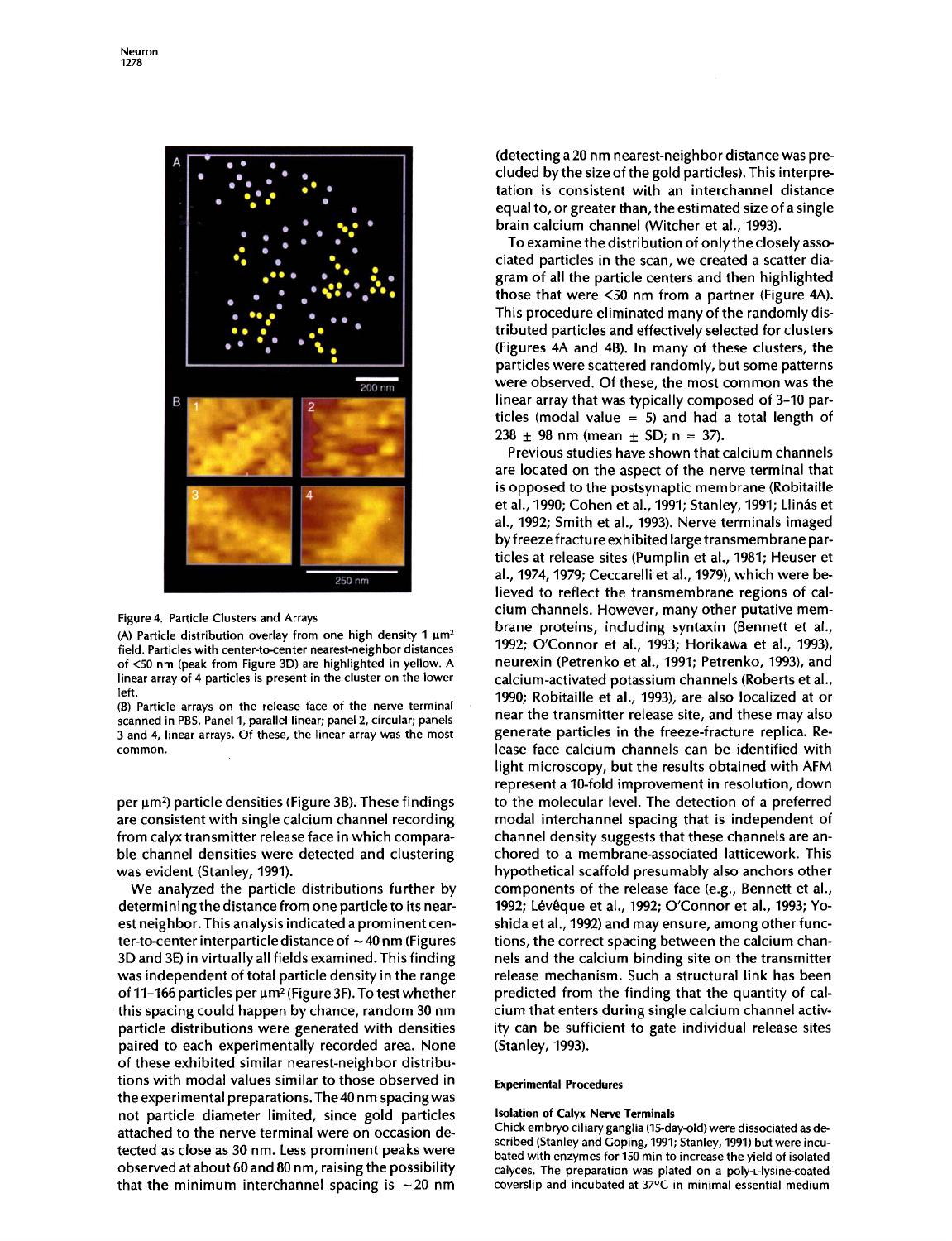Figure 4. Particle Clusters and Arrays

(A) Particle distribution overlay from one high density 1 μm² field. Particles with center-to-center nearest-neighbor distances of <50 nm (peak from Figure 3D) are highlighted in yellow. A linear array of 4 particles is present in the cluster on the lower left.

(B) Particle arrays on the release face of the nerve terminal scanned in PBS. Panel 1, parallel linear; panel 2, circular; panels 3 and 4, linear arrays. Of these, the linear array was the most common.

per μm²) particle densities (Figure 3B). These findings are consistent with single calcium channel recording from calyx transmitter release face in which comparable channel densities were detected and clustering was evident (Stanley, 1991).

We analyzed the particle distributions further by determining the distance from one particle to its nearest neighbor. This analysis indicated a prominent center-to-center interparticle distance of ~40 nm (Figures 3D and 3E) in virtually all fields examined. This finding was independent of total particle density in the range of 11–166 particles per μm² (Figure 3F). To test whether this spacing could happen by chance, random 30 nm particle distributions were generated with densities paired to each experimentally recorded area. None of these exhibited similar nearest-neighbor distributions with modal values similar to those observed in the experimental preparations. The 40 nm spacing was not particle diameter limited, since gold particles attached to the nerve terminal were on occasion detected as close as 30 nm. Less prominent peaks were observed at about 60 and 80 nm, raising the possibility that the minimum interchannel spacing is ~20 nm (detecting a 20 nm nearest-neighbor distance was precluded by the size of the gold particles). This interpretation is consistent with an interchannel distance equal to, or greater than, the estimated size of a single brain calcium channel (Witcher et al., 1993).

To examine the distribution of only the closely associated particles in the scan, we created a scatter diagram of all the particle centers and then highlighted those that were <50 nm from a partner (Figure 4A). This procedure eliminated many of the randomly distributed particles and effectively selected for clusters (Figures 4A and 4B). In many of these clusters, the particles were scattered randomly, but some patterns were observed. Of these, the most common was the linear array that was typically composed of 3–10 particles (modal value = 5) and had a total length of 238 ± 98 nm (mean ± SD; n = 37).

Previous studies have shown that calcium channels are located on the aspect of the nerve terminal that is opposed to the postsynaptic membrane (Robitaille et al., 1990; Cohen et al., 1991; Stanley, 1991; Llinás et al., 1992; Smith et al., 1993). Nerve terminals imaged by freeze fracture exhibited large transmembrane particles at release sites (Pumplin et al., 1981; Heuser et al., 1974, 1979; Ceccarelli et al., 1979), which were believed to reflect the transmembrane regions of calcium channels. However, many other putative membrane proteins, including syntaxin (Bennett et al., 1992; O'Connor et al., 1993; Horikawa et al., 1993), neurexin (Petrenko et al., 1991; Petrenko, 1993), and calcium-activated potassium channels (Roberts et al., 1990; Robitaille et al., 1993), are also localized at or near the transmitter release site, and these may also generate particles in the freeze-fracture replica. Release face calcium channels can be identified with light microscopy, but the results obtained with AFM represent a 10-fold improvement in resolution, down to the molecular level. The detection of a preferred modal interchannel spacing that is independent of channel density suggests that these channels are anchored to a membrane-associated latticework. This hypothetical scaffold presumably also anchors other components of the release face (e.g., Bennett et al., 1992; Lévêque et al., 1992; O'Connor et al., 1993; Yoshida et al., 1992) and may ensure, among other functions, the correct spacing between the calcium channels and the calcium binding site on the transmitter release mechanism. Such a structural link has been predicted from the finding that the quantity of calcium that enters during single calcium channel activity can be sufficient to gate individual release sites (Stanley, 1993).

## Experimental Procedures

### Isolation of Calyx Nerve Terminals

Chick embryo ciliary ganglia (15-day-old) were dissociated as described (Stanley and Goping, 1991; Stanley, 1991) but were incubated with enzymes for 150 min to increase the yield of isolated calyces. The preparation was plated on a poly-L-lysine-coated coverslip and incubated at 37°C in minimal essential medium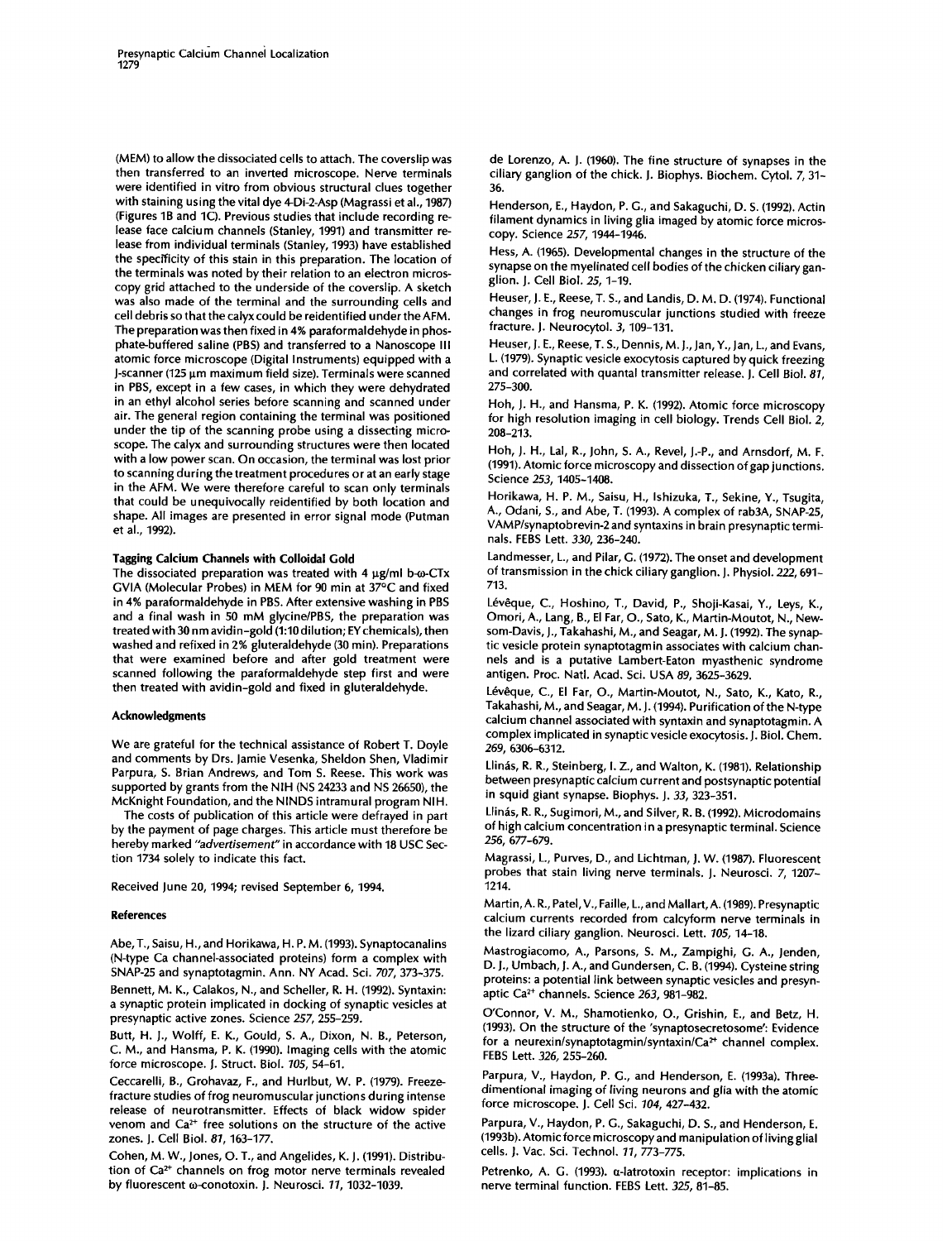(MEM) to allow the dissociated cells to attach. The coverslip was then transferred to an inverted microscope. Nerve terminals were identified in vitro from obvious structural clues together with staining using the vital dye 4-Di-2-Asp (Magrassi et al., 1987) (Figures 1B and 1C). Previous studies that include recording release face calcium channels (Stanley, 1991) and transmitter release from individual terminals (Stanley, 1993) have established the specificity of this stain in this preparation. The location of the terminals was noted by their relation to an electron microscopy grid attached to the underside of the coverslip. A sketch was also made of the terminal and the surrounding cells and cell debris so that the calyx could be reidentified under the AFM. The preparation was then fixed in 4% paraformaldehyde in phosphate-buffered saline (PBS) and transferred to a Nanoscope III atomic force microscope (Digital Instruments) equipped with a J-scanner (125 μm maximum field size). Terminals were scanned in PBS, except in a few cases, in which they were dehydrated in an ethyl alcohol series before scanning and scanned under air. The general region containing the terminal was positioned under the tip of the scanning probe using a dissecting microscope. The calyx and surrounding structures were then located with a low power scan. On occasion, the terminal was lost prior to scanning during the treatment procedures or at an early stage in the AFM. We were therefore careful to scan only terminals that could be unequivocally reidentified by both location and shape. All images are presented in error signal mode (Putman et al., 1992).

### Tagging Calcium Channels with Colloidal Gold

The dissociated preparation was treated with 4 μg/ml b-ω-CTx GVIA (Molecular Probes) in MEM for 90 min at 37°C and fixed in 4% paraformaldehyde in PBS. After extensive washing in PBS and a final wash in 50 mM glycine/PBS, the preparation was treated with 30 nm avidin–gold (1:10 dilution; EY chemicals), then washed and refixed in 2% gluteraldehyde (30 min). Preparations that were examined before and after gold treatment were scanned following the paraformaldehyde step first and were then treated with avidin–gold and fixed in gluteraldehyde.

### Acknowledgments

We are grateful for the technical assistance of Robert T. Doyle and comments by Drs. Jamie Vesenka, Sheldon Shen, Vladimir Parpura, S. Brian Andrews, and Tom S. Reese. This work was supported by grants from the NIH (NS 24233 and NS 26650), the McKnight Foundation, and the NINDS intramural program NIH.

The costs of publication of this article were defrayed in part by the payment of page charges. This article must therefore be hereby marked *"advertisement"* in accordance with 18 USC Section 1734 solely to indicate this fact.

Received June 20, 1994; revised September 6, 1994.

### References

Abe, T., Saisu, H., and Horikawa, H. P. M. (1993). Synaptocanalins (N-type Ca channel-associated proteins) form a complex with SNAP-25 and synaptotagmin. Ann. NY Acad. Sci. *707*, 373–375.

Bennett, M. K., Calakos, N., and Scheller, R. H. (1992). Syntaxin: a synaptic protein implicated in docking of synaptic vesicles at presynaptic active zones. Science *257*, 255–259.

Butt, H. J., Wolff, E. K., Gould, S. A., Dixon, N. B., Peterson, C. M., and Hansma, P. K. (1990). Imaging cells with the atomic force microscope. J. Struct. Biol. *105*, 54–61.

Ceccarelli, B., Grohavaz, F., and Hurlbut, W. P. (1979). Freeze-fracture studies of frog neuromuscular junctions during intense release of neurotransmitter. Effects of black widow spider venom and $Ca^{2+}$ free solutions on the structure of the active zones. J. Cell Biol. *81*, 163–177.

Cohen, M. W., Jones, O. T., and Angelides, K. J. (1991). Distribution of $Ca^{2+}$ channels on frog motor nerve terminals revealed by fluorescent ω-conotoxin. J. Neurosci. *11*, 1032–1039.

de Lorenzo, A. J. (1960). The fine structure of synapses in the ciliary ganglion of the chick. J. Biophys. Biochem. Cytol. *7*, 31–36.

Henderson, E., Haydon, P. G., and Sakaguchi, D. S. (1992). Actin filament dynamics in living glia imaged by atomic force microscopy. Science *257*, 1944–1946.

Hess, A. (1965). Developmental changes in the structure of the synapse on the myelinated cell bodies of the chicken ciliary ganglion. J. Cell Biol. *25*, 1–19.

Heuser, J. E., Reese, T. S., and Landis, D. M. D. (1974). Functional changes in frog neuromuscular junctions studied with freeze fracture. J. Neurocytol. *3*, 109–131.

Heuser, J. E., Reese, T. S., Dennis, M. J., Jan, Y., Jan, L., and Evans, L. (1979). Synaptic vesicle exocytosis captured by quick freezing and correlated with quantal transmitter release. J. Cell Biol. *81*, 275–300.

Hoh, J. H., and Hansma, P. K. (1992). Atomic force microscopy for high resolution imaging in cell biology. Trends Cell Biol. *2*, 208–213.

Hoh, J. H., Lal, R., John, S. A., Revel, J.-P., and Arnsdorf, M. F. (1991). Atomic force microscopy and dissection of gap junctions. Science *253*, 1405–1408.

Horikawa, H. P. M., Saisu, H., Ishizuka, T., Sekine, Y., Tsugita, A., Odani, S., and Abe, T. (1993). A complex of rab3A, SNAP-25, VAMP/synaptobrevin-2 and syntaxins in brain presynaptic terminals. FEBS Lett. *330*, 236–240.

Landmesser, L., and Pilar, G. (1972). The onset and development of transmission in the chick ciliary ganglion. J. Physiol. *222*, 691–713.

Lévêque, C., Hoshino, T., David, P., Shoji-Kasai, Y., Leys, K., Omori, A., Lang, B., El Far, O., Sato, K., Martin-Moutot, N., Newsom-Davis, J., Takahashi, M., and Seagar, M. J. (1992). The synaptic vesicle protein synaptotagmin associates with calcium channels and is a putative Lambert-Eaton myasthenic syndrome antigen. Proc. Natl. Acad. Sci. USA *89*, 3625–3629.

Lévêque, C., El Far, O., Martin-Moutot, N., Sato, K., Kato, R., Takahashi, M., and Seagar, M. J. (1994). Purification of the N-type calcium channel associated with syntaxin and synaptotagmin. A complex implicated in synaptic vesicle exocytosis. J. Biol. Chem. *269*, 6306–6312.

Llinás, R. R., Steinberg, I. Z., and Walton, K. (1981). Relationship between presynaptic calcium current and postsynaptic potential in squid giant synapse. Biophys. J. *33*, 323–351.

Llinás, R. R., Sugimori, M., and Silver, R. B. (1992). Microdomains of high calcium concentration in a presynaptic terminal. Science *256*, 677–679.

Magrassi, L., Purves, D., and Lichtman, J. W. (1987). Fluorescent probes that stain living nerve terminals. J. Neurosci. *7*, 1207–1214.

Martin, A. R., Patel, V., Faille, L., and Mallart, A. (1989). Presynaptic calcium currents recorded from calcyform nerve terminals in the lizard ciliary ganglion. Neurosci. Lett. *105*, 14–18.

Mastrogiacomo, A., Parsons, S. M., Zampighi, G. A., Jenden, D. J., Umbach, J. A., and Gundersen, C. B. (1994). Cysteine string proteins: a potential link between synaptic vesicles and presynaptic $Ca^{2+}$ channels. Science *263*, 981–982.

O'Connor, V. M., Shamotienko, O., Grishin, E., and Betz, H. (1993). On the structure of the 'synaptosecretosome': Evidence for a neurexin/synaptotagmin/syntaxin/$Ca^{2+}$ channel complex. FEBS Lett. *326*, 255–260.

Parpura, V., Haydon, P. G., and Henderson, E. (1993a). Three-dimentional imaging of living neurons and glia with the atomic force microscope. J. Cell Sci. *104*, 427–432.

Parpura, V., Haydon, P. G., Sakaguchi, D. S., and Henderson, E. (1993b). Atomic force microscopy and manipulation of living glial cells. J. Vac. Sci. Technol. *11*, 773–775.

Petrenko, A. G. (1993). α-latrotoxin receptor: implications in nerve terminal function. FEBS Lett. *325*, 81–85.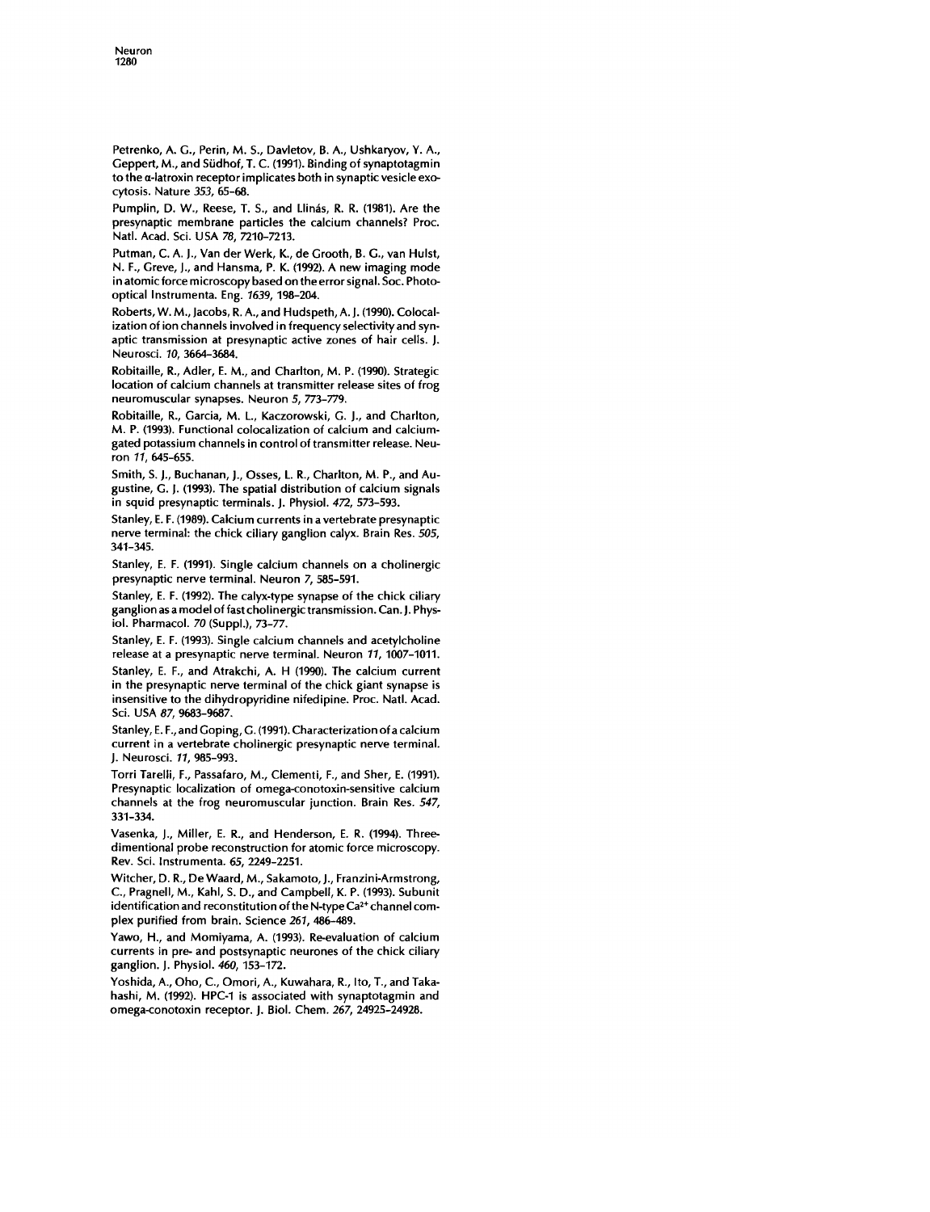Petrenko, A. G., Perin, M. S., Davletov, B. A., Ushkaryov, Y. A., Geppert, M., and Südhof, T. C. (1991). Binding of synaptotagmin to the α-latroxin receptor implicates both in synaptic vesicle exocytosis. Nature *353*, 65–68.

Pumplin, D. W., Reese, T. S., and Llinás, R. R. (1981). Are the presynaptic membrane particles the calcium channels? Proc. Natl. Acad. Sci. USA *78*, 7210–7213.

Putman, C. A. J., Van der Werk, K., de Grooth, B. G., van Hulst, N. F., Greve, J., and Hansma, P. K. (1992). A new imaging mode in atomic force microscopy based on the error signal. Soc. Photooptical Instrumenta. Eng. *1639*, 198–204.

Roberts, W. M., Jacobs, R. A., and Hudspeth, A. J. (1990). Colocalization of ion channels involved in frequency selectivity and synaptic transmission at presynaptic active zones of hair cells. J. Neurosci. *10*, 3664–3684.

Robitaille, R., Adler, E. M., and Charlton, M. P. (1990). Strategic location of calcium channels at transmitter release sites of frog neuromuscular synapses. Neuron *5*, 773–779.

Robitaille, R., Garcia, M. L., Kaczorowski, G. J., and Charlton, M. P. (1993). Functional colocalization of calcium and calcium-gated potassium channels in control of transmitter release. Neuron *11*, 645–655.

Smith, S. J., Buchanan, J., Osses, L. R., Charlton, M. P., and Augustine, G. J. (1993). The spatial distribution of calcium signals in squid presynaptic terminals. J. Physiol. *472*, 573–593.

Stanley, E. F. (1989). Calcium currents in a vertebrate presynaptic nerve terminal: the chick ciliary ganglion calyx. Brain Res. *505*, 341–345.

Stanley, E. F. (1991). Single calcium channels on a cholinergic presynaptic nerve terminal. Neuron *7*, 585–591.

Stanley, E. F. (1992). The calyx-type synapse of the chick ciliary ganglion as a model of fast cholinergic transmission. Can. J. Physiol. Pharmacol. *70* (Suppl.), 73–77.

Stanley, E. F. (1993). Single calcium channels and acetylcholine release at a presynaptic nerve terminal. Neuron *11*, 1007–1011.

Stanley, E. F., and Atrakchi, A. H (1990). The calcium current in the presynaptic nerve terminal of the chick giant synapse is insensitive to the dihydropyridine nifedipine. Proc. Natl. Acad. Sci. USA *87*, 9683–9687.

Stanley, E. F., and Goping, G. (1991). Characterization of a calcium current in a vertebrate cholinergic presynaptic nerve terminal. J. Neurosci. *11*, 985–993.

Torri Tarelli, F., Passafaro, M., Clementi, F., and Sher, E. (1991). Presynaptic localization of omega-conotoxin-sensitive calcium channels at the frog neuromuscular junction. Brain Res. *547*, 331–334.

Vasenka, J., Miller, E. R., and Henderson, E. R. (1994). Three-dimentional probe reconstruction for atomic force microscopy. Rev. Sci. Instrumenta. *65*, 2249–2251.

Witcher, D. R., De Waard, M., Sakamoto, J., Franzini-Armstrong, C., Pragnell, M., Kahl, S. D., and Campbell, K. P. (1993). Subunit identification and reconstitution of the N-type $Ca^{2+}$ channel complex purified from brain. Science *261*, 486–489.

Yawo, H., and Momiyama, A. (1993). Re-evaluation of calcium currents in pre- and postsynaptic neurones of the chick ciliary ganglion. J. Physiol. *460*, 153–172.

Yoshida, A., Oho, C., Omori, A., Kuwahara, R., Ito, T., and Takahashi, M. (1992). HPC-1 is associated with synaptotagmin and omega-conotoxin receptor. J. Biol. Chem. *267*, 24925–24928.